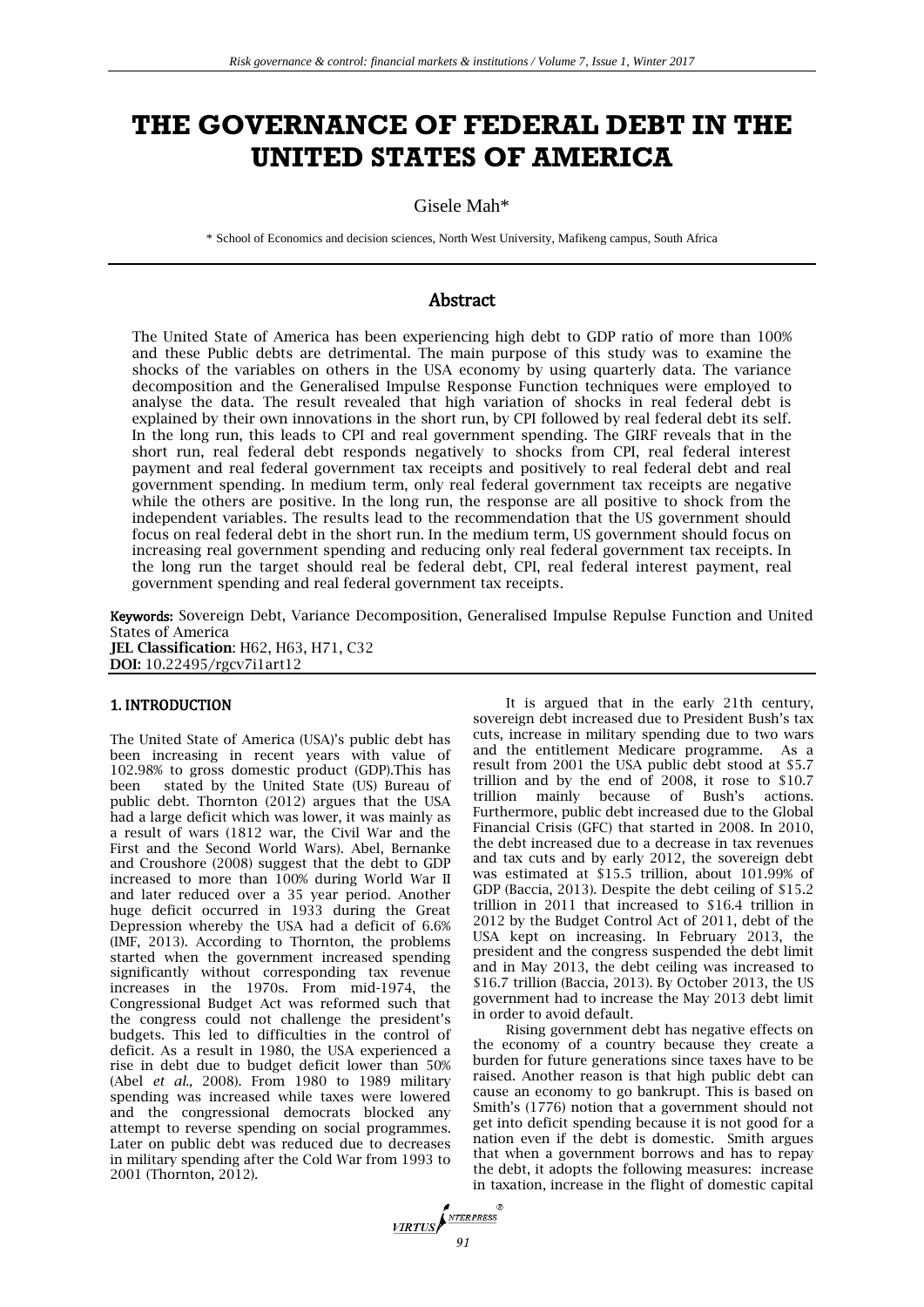# THE GOVERNANCE OF FEDERAL DEBT IN THE UNITED STATES OF AMERICA

Gisele Mah*

\* School of Economics and decision sciences, North West University, Mafikeng campus, South Africa

## Abstract

The United State of America has been experiencing high debt to GDP ratio of more than 100% and these Public debts are detrimental. The main purpose of this study was to examine the shocks of the variables on others in the USA economy by using quarterly data. The variance decomposition and the Generalised Impulse Response Function techniques were employed to analyse the data. The result revealed that high variation of shocks in real federal debt is explained by their own innovations in the short run, by CPI followed by real federal debt its self. In the long run, this leads to CPI and real government spending. The GIRF reveals that in the short run, real federal debt responds negatively to shocks from CPI, real federal interest payment and real federal government tax receipts and positively to real federal debt and real government spending. In medium term, only real federal government tax receipts are negative while the others are positive. In the long run, the response are all positive to shock from the independent variables. The results lead to the recommendation that the US government should focus on real federal debt in the short run. In the medium term, US government should focus on increasing real government spending and reducing only real federal government tax receipts. In the long run the target should real be federal debt, CPI, real federal interest payment, real government spending and real federal government tax receipts.

**Keywords:** Sovereign Debt, Variance Decomposition, Generalised Impulse Repulse Function and United States of America
**JEL Classification**: H62, H63, H71, C32
**DOI:** 10.22495/rgcv7i1art12

## 1. INTRODUCTION

The United State of America (USA)'s public debt has been increasing in recent years with value of 102.98% to gross domestic product (GDP).This has been stated by the United State (US) Bureau of public debt. Thornton (2012) argues that the USA had a large deficit which was lower, it was mainly as a result of wars (1812 war, the Civil War and the First and the Second World Wars). Abel, Bernanke and Croushore (2008) suggest that the debt to GDP increased to more than 100% during World War II and later reduced over a 35 year period. Another huge deficit occurred in 1933 during the Great Depression whereby the USA had a deficit of 6.6% (IMF, 2013). According to Thornton, the problems started when the government increased spending significantly without corresponding tax revenue increases in the 1970s. From mid-1974, the Congressional Budget Act was reformed such that the congress could not challenge the president's budgets. This led to difficulties in the control of deficit. As a result in 1980, the USA experienced a rise in debt due to budget deficit lower than 50% (Abel *et al.,* 2008). From 1980 to 1989 military spending was increased while taxes were lowered and the congressional democrats blocked any attempt to reverse spending on social programmes. Later on public debt was reduced due to decreases in military spending after the Cold War from 1993 to 2001 (Thornton, 2012).

It is argued that in the early 21th century, sovereign debt increased due to President Bush's tax cuts, increase in military spending due to two wars and the entitlement Medicare programme. As a result from 2001 the USA public debt stood at $5.7 trillion and by the end of 2008, it rose to $10.7 trillion mainly because of Bush's actions. Furthermore, public debt increased due to the Global Financial Crisis (GFC) that started in 2008. In 2010, the debt increased due to a decrease in tax revenues and tax cuts and by early 2012, the sovereign debt was estimated at $15.5 trillion, about 101.99% of GDP (Baccia, 2013). Despite the debt ceiling of $15.2 trillion in 2011 that increased to $16.4 trillion in 2012 by the Budget Control Act of 2011, debt of the USA kept on increasing. In February 2013, the president and the congress suspended the debt limit and in May 2013, the debt ceiling was increased to $16.7 trillion (Baccia, 2013). By October 2013, the US government had to increase the May 2013 debt limit in order to avoid default.

Rising government debt has negative effects on the economy of a country because they create a burden for future generations since taxes have to be raised. Another reason is that high public debt can cause an economy to go bankrupt. This is based on Smith's (1776) notion that a government should not get into deficit spending because it is not good for a nation even if the debt is domestic. Smith argues that when a government borrows and has to repay the debt, it adopts the following measures: increase in taxation, increase in the flight of domestic capital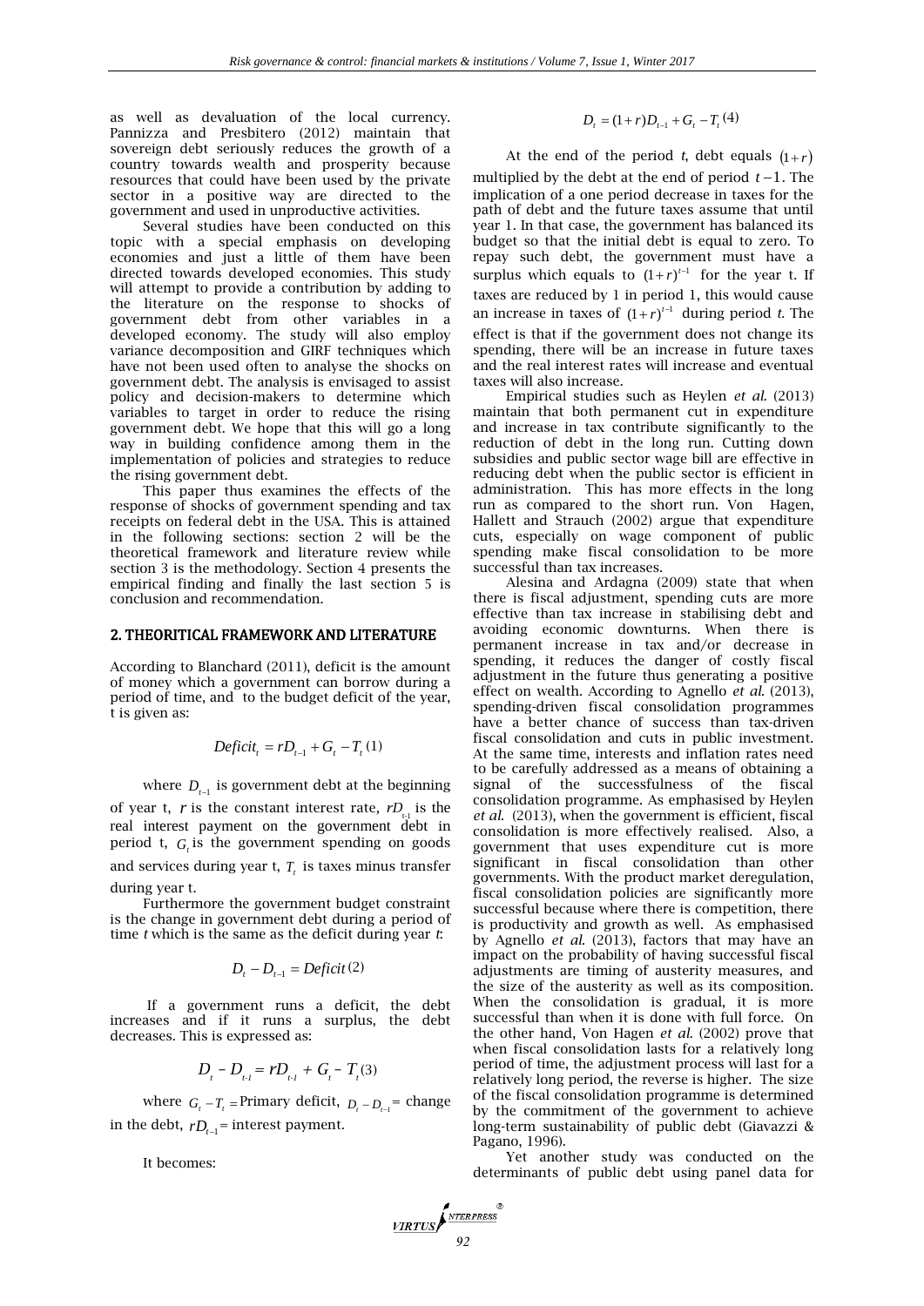as well as devaluation of the local currency. Pannizza and Presbitero (2012) maintain that sovereign debt seriously reduces the growth of a country towards wealth and prosperity because resources that could have been used by the private sector in a positive way are directed to the government and used in unproductive activities.

Several studies have been conducted on this topic with a special emphasis on developing economies and just a little of them have been directed towards developed economies. This study will attempt to provide a contribution by adding to the literature on the response to shocks of government debt from other variables in a developed economy. The study will also employ variance decomposition and GIRF techniques which have not been used often to analyse the shocks on government debt. The analysis is envisaged to assist policy and decision-makers to determine which variables to target in order to reduce the rising government debt. We hope that this will go a long way in building confidence among them in the implementation of policies and strategies to reduce the rising government debt.

This paper thus examines the effects of the response of shocks of government spending and tax receipts on federal debt in the USA. This is attained in the following sections: section 2 will be the theoretical framework and literature review while section 3 is the methodology. Section 4 presents the empirical finding and finally the last section 5 is conclusion and recommendation.

## 2. THEORITICAL FRAMEWORK AND LITERATURE

According to Blanchard (2011), deficit is the amount of money which a government can borrow during a period of time, and to the budget deficit of the year, t is given as:

$$Deficit_t = rD_{t-1} + G_t - T_t \quad (1)$$

where $D_{t-1}$ is government debt at the beginning of year t, $r$ is the constant interest rate, $rD_{t-1}$ is the real interest payment on the government debt in period t, $G_t$ is the government spending on goods and services during year t, $T_t$ is taxes minus transfer during year t.

Furthermore the government budget constraint is the change in government debt during a period of time *t* which is the same as the deficit during year *t*:

$$D_t - D_{t-1} = Deficit \quad (2)$$

If a government runs a deficit, the debt increases and if it runs a surplus, the debt decreases. This is expressed as:

$$D_t - D_{t-1} = rD_{t-1} + G_t - T_t \quad (3)$$

where $G_t - T_t =$ Primary deficit, $D_t - D_{t-1} =$ change in the debt, $rD_{t-1} =$ interest payment.

It becomes:

$$D_t = (1+r)D_{t-1} + G_t - T_t \quad (4)$$

At the end of the period *t*, debt equals $(1+r)$ multiplied by the debt at the end of period $t-1$. The implication of a one period decrease in taxes for the path of debt and the future taxes assume that until year 1. In that case, the government has balanced its budget so that the initial debt is equal to zero. To repay such debt, the government must have a surplus which equals to $(1+r)^{t-1}$ for the year t. If taxes are reduced by 1 in period 1, this would cause an increase in taxes of $(1+r)^{t-1}$ during period *t*. The effect is that if the government does not change its spending, there will be an increase in future taxes and the real interest rates will increase and eventual taxes will also increase.

Empirical studies such as Heylen *et al.* (2013) maintain that both permanent cut in expenditure and increase in tax contribute significantly to the reduction of debt in the long run. Cutting down subsidies and public sector wage bill are effective in reducing debt when the public sector is efficient in administration. This has more effects in the long run as compared to the short run. Von Hagen, Hallett and Strauch (2002) argue that expenditure cuts, especially on wage component of public spending make fiscal consolidation to be more successful than tax increases.

Alesina and Ardagna (2009) state that when there is fiscal adjustment, spending cuts are more effective than tax increase in stabilising debt and avoiding economic downturns. When there is permanent increase in tax and/or decrease in spending, it reduces the danger of costly fiscal adjustment in the future thus generating a positive effect on wealth. According to Agnello *et al.* (2013), spending-driven fiscal consolidation programmes have a better chance of success than tax-driven fiscal consolidation and cuts in public investment. At the same time, interests and inflation rates need to be carefully addressed as a means of obtaining a signal of the successfulness of the fiscal consolidation programme. As emphasised by Heylen *et al.* (2013), when the government is efficient, fiscal consolidation is more effectively realised. Also, a government that uses expenditure cut is more significant in fiscal consolidation than other governments. With the product market deregulation, fiscal consolidation policies are significantly more successful because where there is competition, there is productivity and growth as well. As emphasised by Agnello *et al.* (2013), factors that may have an impact on the probability of having successful fiscal adjustments are timing of austerity measures, and the size of the austerity as well as its composition. When the consolidation is gradual, it is more successful than when it is done with full force. On the other hand, Von Hagen *et al.* (2002) prove that when fiscal consolidation lasts for a relatively long period of time, the adjustment process will last for a relatively long period, the reverse is higher. The size of the fiscal consolidation programme is determined by the commitment of the government to achieve long-term sustainability of public debt (Giavazzi & Pagano, 1996).

Yet another study was conducted on the determinants of public debt using panel data for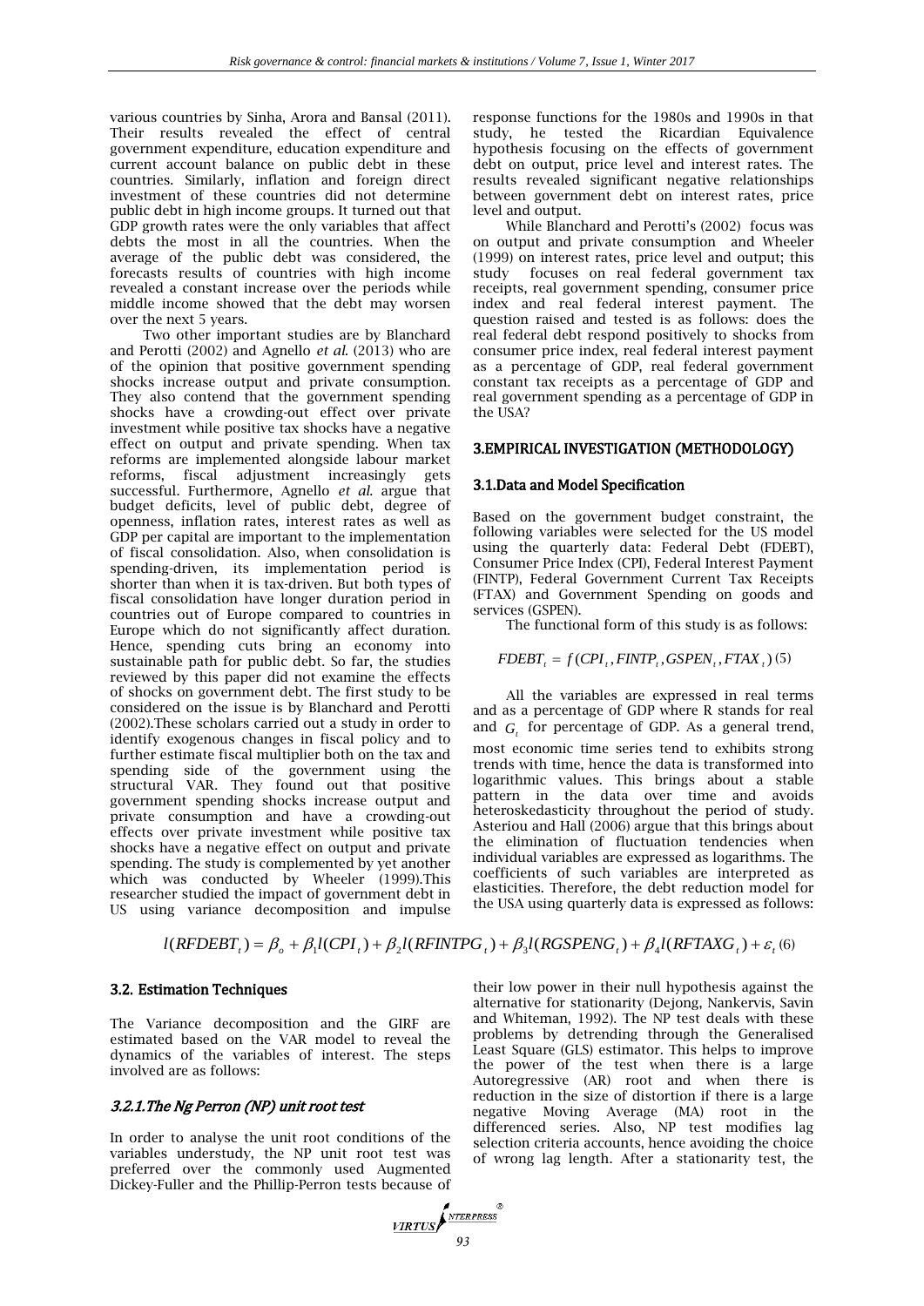various countries by Sinha, Arora and Bansal (2011). Their results revealed the effect of central government expenditure, education expenditure and current account balance on public debt in these countries. Similarly, inflation and foreign direct investment of these countries did not determine public debt in high income groups. It turned out that GDP growth rates were the only variables that affect debts the most in all the countries. When the average of the public debt was considered, the forecasts results of countries with high income revealed a constant increase over the periods while middle income showed that the debt may worsen over the next 5 years.

Two other important studies are by Blanchard and Perotti (2002) and Agnello *et al.* (2013) who are of the opinion that positive government spending shocks increase output and private consumption. They also contend that the government spending shocks have a crowding-out effect over private investment while positive tax shocks have a negative effect on output and private spending. When tax reforms are implemented alongside labour market reforms, fiscal adjustment increasingly gets successful. Furthermore, Agnello *et al.* argue that budget deficits, level of public debt, degree of openness, inflation rates, interest rates as well as GDP per capital are important to the implementation of fiscal consolidation. Also, when consolidation is spending-driven, its implementation period is shorter than when it is tax-driven. But both types of fiscal consolidation have longer duration period in countries out of Europe compared to countries in Europe which do not significantly affect duration. Hence, spending cuts bring an economy into sustainable path for public debt. So far, the studies reviewed by this paper did not examine the effects of shocks on government debt. The first study to be considered on the issue is by Blanchard and Perotti (2002).These scholars carried out a study in order to identify exogenous changes in fiscal policy and to further estimate fiscal multiplier both on the tax and spending side of the government using the structural VAR. They found out that positive government spending shocks increase output and private consumption and have a crowding-out effects over private investment while positive tax shocks have a negative effect on output and private spending. The study is complemented by yet another which was conducted by Wheeler (1999).This researcher studied the impact of government debt in US using variance decomposition and impulse response functions for the 1980s and 1990s in that study, he tested the Ricardian Equivalence hypothesis focusing on the effects of government debt on output, price level and interest rates. The results revealed significant negative relationships between government debt on interest rates, price level and output.

While Blanchard and Perotti's (2002) focus was on output and private consumption and Wheeler (1999) on interest rates, price level and output; this study focuses on real federal government tax receipts, real government spending, consumer price index and real federal interest payment. The question raised and tested is as follows: does the real federal debt respond positively to shocks from consumer price index, real federal interest payment as a percentage of GDP, real federal government constant tax receipts as a percentage of GDP and real government spending as a percentage of GDP in the USA?

## 3.EMPIRICAL INVESTIGATION (METHODOLOGY)

### 3.1.Data and Model Specification

Based on the government budget constraint, the following variables were selected for the US model using the quarterly data: Federal Debt (FDEBT), Consumer Price Index (CPI), Federal Interest Payment (FINTP), Federal Government Current Tax Receipts (FTAX) and Government Spending on goods and services (GSPEN).

The functional form of this study is as follows:

$$FDEBT_t = f(CPI_t, FINTP_t, GSPEN_t, FTAX_t) \quad (5)$$

All the variables are expressed in real terms and as a percentage of GDP where R stands for real and $G_t$ for percentage of GDP. As a general trend, most economic time series tend to exhibits strong trends with time, hence the data is transformed into logarithmic values. This brings about a stable pattern in the data over time and avoids heteroskedasticity throughout the period of study. Asteriou and Hall (2006) argue that this brings about the elimination of fluctuation tendencies when individual variables are expressed as logarithms. The coefficients of such variables are interpreted as elasticities. Therefore, the debt reduction model for the USA using quarterly data is expressed as follows:

$$l(RFDEBT_t) = \beta_o + \beta_1 l(CPI_t) + \beta_2 l(RFINTPG_t) + \beta_3 l(RGSPENG_t) + \beta_4 l(RFTAXG_t) + \varepsilon_t \quad (6)$$

### 3.2. Estimation Techniques

The Variance decomposition and the GIRF are estimated based on the VAR model to reveal the dynamics of the variables of interest. The steps involved are as follows:

#### *3.2.1.The Ng Perron (NP) unit root test*

In order to analyse the unit root conditions of the variables understudy, the NP unit root test was preferred over the commonly used Augmented Dickey-Fuller and the Phillip-Perron tests because of their low power in their null hypothesis against the alternative for stationarity (Dejong, Nankervis, Savin and Whiteman, 1992). The NP test deals with these problems by detrending through the Generalised Least Square (GLS) estimator. This helps to improve the power of the test when there is a large Autoregressive (AR) root and when there is reduction in the size of distortion if there is a large negative Moving Average (MA) root in the differenced series. Also, NP test modifies lag selection criteria accounts, hence avoiding the choice of wrong lag length. After a stationarity test, the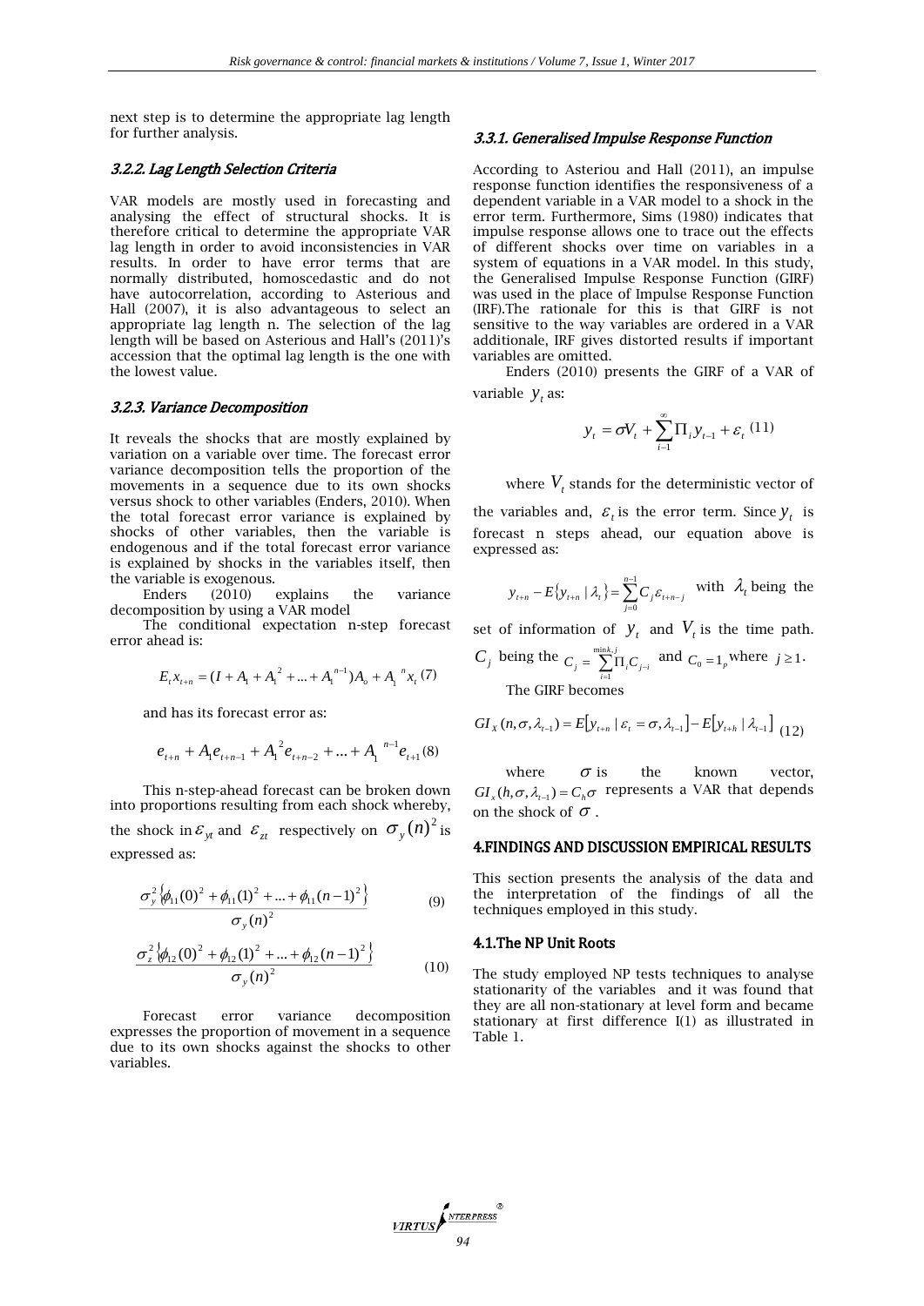next step is to determine the appropriate lag length for further analysis.

### 3.2.2. Lag Length Selection Criteria

VAR models are mostly used in forecasting and analysing the effect of structural shocks. It is therefore critical to determine the appropriate VAR lag length in order to avoid inconsistencies in VAR results. In order to have error terms that are normally distributed, homoscedastic and do not have autocorrelation, according to Asterious and Hall (2007), it is also advantageous to select an appropriate lag length n. The selection of the lag length will be based on Asterious and Hall's (2011)'s accession that the optimal lag length is the one with the lowest value.

### 3.2.3. Variance Decomposition

It reveals the shocks that are mostly explained by variation on a variable over time. The forecast error variance decomposition tells the proportion of the movements in a sequence due to its own shocks versus shock to other variables (Enders, 2010). When the total forecast error variance is explained by shocks of other variables, then the variable is endogenous and if the total forecast error variance is explained by shocks in the variables itself, then the variable is exogenous.

Enders (2010) explains the variance decomposition by using a VAR model

The conditional expectation n-step forecast error ahead is:

$$E_t x_{t+n} = (I + A_1 + A_1^{\,2} + ... + A_1^{\,n-1})A_o + A_1^{\,n} x_t \quad (7)$$

and has its forecast error as:

$$e_{t+n} + A_1 e_{t+n-1} + A_1^{\,2} e_{t+n-2} + ... + A_1^{\,n-1} e_{t+1} \quad (8)$$

This n-step-ahead forecast can be broken down into proportions resulting from each shock whereby, the shock in $\varepsilon_{yt}$ and $\varepsilon_{zt}$ respectively on $\sigma_y(n)^2$ is expressed as:

$$\frac{\sigma_y^2\{\phi_{11}(0)^2 + \phi_{11}(1)^2 + ... + \phi_{11}(n-1)^2\}}{\sigma_y(n)^2} \quad (9)$$

$$\frac{\sigma_z^2\{\phi_{12}(0)^2 + \phi_{12}(1)^2 + ... + \phi_{12}(n-1)^2\}}{\sigma_y(n)^2} \quad (10)$$

Forecast error variance decomposition expresses the proportion of movement in a sequence due to its own shocks against the shocks to other variables.

### 3.3.1. Generalised Impulse Response Function

According to Asteriou and Hall (2011), an impulse response function identifies the responsiveness of a dependent variable in a VAR model to a shock in the error term. Furthermore, Sims (1980) indicates that impulse response allows one to trace out the effects of different shocks over time on variables in a system of equations in a VAR model. In this study, the Generalised Impulse Response Function (GIRF) was used in the place of Impulse Response Function (IRF).The rationale for this is that GIRF is not sensitive to the way variables are ordered in a VAR additionale, IRF gives distorted results if important variables are omitted.

Enders (2010) presents the GIRF of a VAR of variable $y_t$ as:

$$y_t = \sigma V_t + \sum_{i=1}^{\infty} \Pi_i y_{t-1} + \varepsilon_t \quad (11)$$

where $V_t$ stands for the deterministic vector of the variables and, $\varepsilon_t$ is the error term. Since $y_t$ is forecast n steps ahead, our equation above is expressed as:

$y_{t+n} - E\{y_{t+n} \mid \lambda_t\} = \sum_{j=0}^{n-1} C_j \varepsilon_{t+n-j}$ with $\lambda_t$ being the set of information of $y_t$ and $V_t$ is the time path. $C_j$ being the $C_j = \sum_{i=1}^{\min k, j} \Pi_i C_{j-i}$ and $C_0 = 1_p$ where $j \geq 1$.

The GIRF becomes

$$GI_X(n, \sigma, \lambda_{t-1}) = E[y_{t+n} \mid \varepsilon_t = \sigma, \lambda_{t-1}] - E[y_{t+h} \mid \lambda_{t-1}] \quad (12)$$

where $\sigma$ is the known vector, $GI_x(h, \sigma, \lambda_{t-1}) = C_h \sigma$ represents a VAR that depends on the shock of $\sigma$.

## 4.FINDINGS AND DISCUSSION EMPIRICAL RESULTS

This section presents the analysis of the data and the interpretation of the findings of all the techniques employed in this study.

### 4.1.The NP Unit Roots

The study employed NP tests techniques to analyse stationarity of the variables and it was found that they are all non-stationary at level form and became stationary at first difference I(1) as illustrated in Table 1.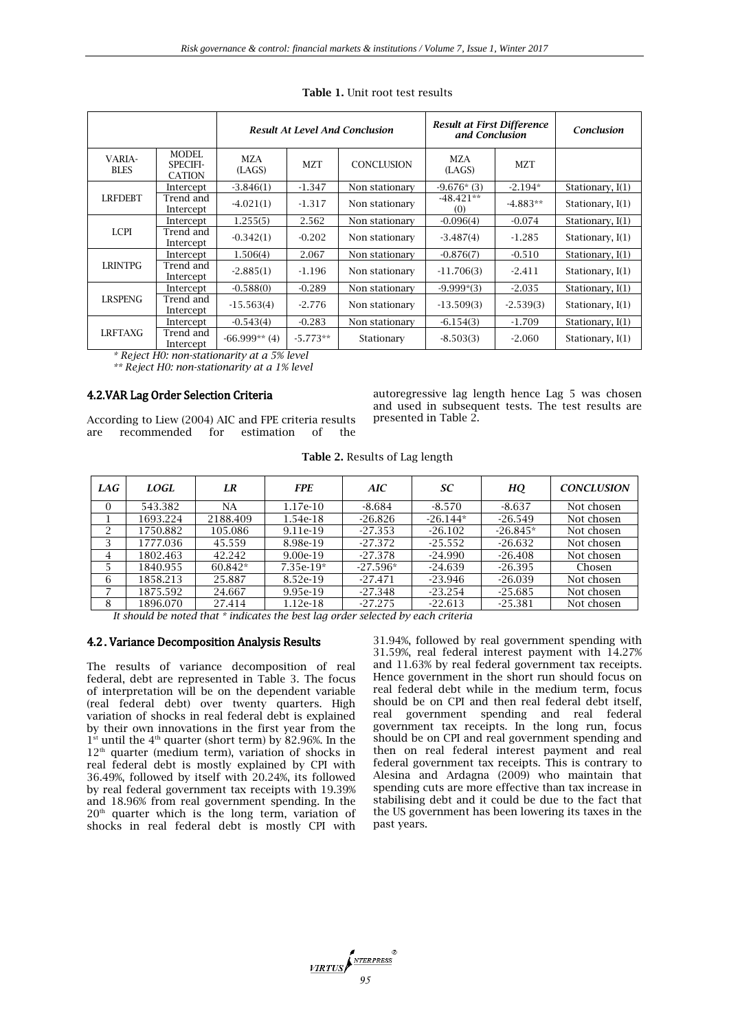**Table 1.** Unit root test results

| | | *Result At Level And Conclusion* | | | *Result at First Difference and Conclusion* | | *Conclusion* |
|---|---|---|---|---|---|---|---|
| VARIA-BLES | MODEL SPECIFI-CATION | MZA (LAGS) | MZT | CONCLUSION | MZA (LAGS) | MZT | |
| LRFDEBT | Intercept | -3.846(1) | -1.347 | Non stationary | -9.676* (3) | -2.194* | Stationary, I(1) |
| | Trend and Intercept | -4.021(1) | -1.317 | Non stationary | -48.421** (0) | -4.883** | Stationary, I(1) |
| LCPI | Intercept | 1.255(5) | 2.562 | Non stationary | -0.096(4) | -0.074 | Stationary, I(1) |
| | Trend and Intercept | -0.342(1) | -0.202 | Non stationary | -3.487(4) | -1.285 | Stationary, I(1) |
| LRINTPG | Intercept | 1.506(4) | 2.067 | Non stationary | -0.876(7) | -0.510 | Stationary, I(1) |
| | Trend and Intercept | -2.885(1) | -1.196 | Non stationary | -11.706(3) | -2.411 | Stationary, I(1) |
| LRSPENG | Intercept | -0.588(0) | -0.289 | Non stationary | -9.999*(3) | -2.035 | Stationary, I(1) |
| | Trend and Intercept | -15.563(4) | -2.776 | Non stationary | -13.509(3) | -2.539(3) | Stationary, I(1) |
| LRFTAXG | Intercept | -0.543(4) | -0.283 | Non stationary | -6.154(3) | -1.709 | Stationary, I(1) |
| | Trend and Intercept | -66.999** (4) | -5.773** | Stationary | -8.503(3) | -2.060 | Stationary, I(1) |

*\* Reject H0: non-stationarity at a 5% level*

*\*\* Reject H0: non-stationarity at a 1% level*

### 4.2.VAR Lag Order Selection Criteria

According to Liew (2004) AIC and FPE criteria results are recommended for estimation of the autoregressive lag length hence Lag 5 was chosen and used in subsequent tests. The test results are presented in Table 2.

**Table 2.** Results of Lag length

| *LAG* | *LOGL* | *LR* | *FPE* | *AIC* | *SC* | *HQ* | *CONCLUSION* |
|---|---|---|---|---|---|---|---|
| 0 | 543.382 | NA | 1.17e-10 | -8.684 | -8.570 | -8.637 | Not chosen |
| 1 | 1693.224 | 2188.409 | 1.54e-18 | -26.826 | -26.144* | -26.549 | Not chosen |
| 2 | 1750.882 | 105.086 | 9.11e-19 | -27.353 | -26.102 | -26.845* | Not chosen |
| 3 | 1777.036 | 45.559 | 8.98e-19 | -27.372 | -25.552 | -26.632 | Not chosen |
| 4 | 1802.463 | 42.242 | 9.00e-19 | -27.378 | -24.990 | -26.408 | Not chosen |
| 5 | 1840.955 | 60.842* | 7.35e-19* | -27.596* | -24.639 | -26.395 | Chosen |
| 6 | 1858.213 | 25.887 | 8.52e-19 | -27.471 | -23.946 | -26.039 | Not chosen |
| 7 | 1875.592 | 24.667 | 9.95e-19 | -27.348 | -23.254 | -25.685 | Not chosen |
| 8 | 1896.070 | 27.414 | 1.12e-18 | -27.275 | -22.613 | -25.381 | Not chosen |

*It should be noted that \* indicates the best lag order selected by each criteria*

### 4.2. Variance Decomposition Analysis Results

The results of variance decomposition of real federal, debt are represented in Table 3. The focus of interpretation will be on the dependent variable (real federal debt) over twenty quarters. High variation of shocks in real federal debt is explained by their own innovations in the first year from the 1st until the 4th quarter (short term) by 82.96%. In the 12th quarter (medium term), variation of shocks in real federal debt is mostly explained by CPI with 36.49%, followed by itself with 20.24%, its followed by real federal government tax receipts with 19.39% and 18.96% from real government spending. In the 20th quarter which is the long term, variation of shocks in real federal debt is mostly CPI with 31.94%, followed by real government spending with 31.59%, real federal interest payment with 14.27% and 11.63% by real federal government tax receipts. Hence government in the short run should focus on real federal debt while in the medium term, focus should be on CPI and then real federal debt itself, real government spending and real federal government tax receipts. In the long run, focus should be on CPI and real government spending and then on real federal interest payment and real federal government tax receipts. This is contrary to Alesina and Ardagna (2009) who maintain that spending cuts are more effective than tax increase in stabilising debt and it could be due to the fact that the US government has been lowering its taxes in the past years.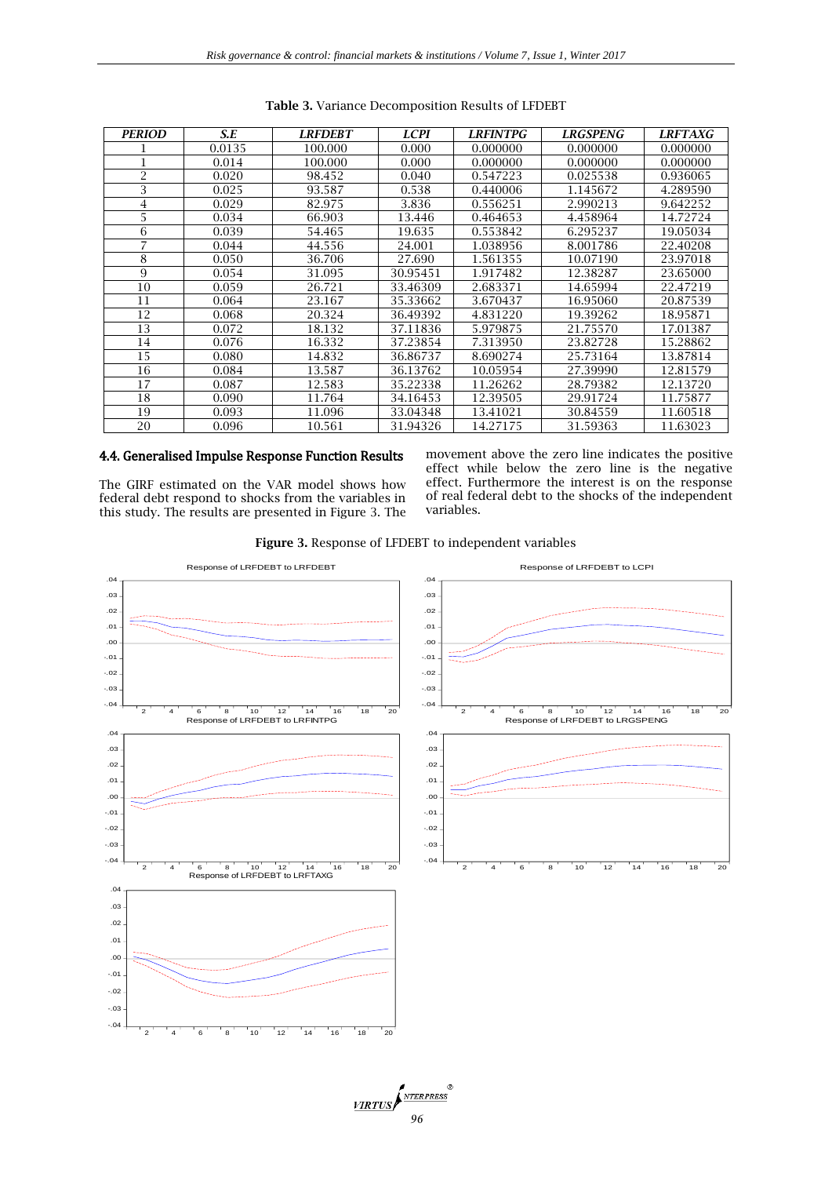**Table 3.** Variance Decomposition Results of LFDEBT

| *PERIOD* | *S.E* | *LRFDEBT* | *LCPI* | *LRFINTPG* | *LRGSPENG* | *LRFTAXG* |
|---|---|---|---|---|---|---|
| 1 | 0.0135 | 100.000 | 0.000 | 0.000000 | 0.000000 | 0.000000 |
| 1 | 0.014 | 100.000 | 0.000 | 0.000000 | 0.000000 | 0.000000 |
| 2 | 0.020 | 98.452 | 0.040 | 0.547223 | 0.025538 | 0.936065 |
| 3 | 0.025 | 93.587 | 0.538 | 0.440006 | 1.145672 | 4.289590 |
| 4 | 0.029 | 82.975 | 3.836 | 0.556251 | 2.990213 | 9.642252 |
| 5 | 0.034 | 66.903 | 13.446 | 0.464653 | 4.458964 | 14.72724 |
| 6 | 0.039 | 54.465 | 19.635 | 0.553842 | 6.295237 | 19.05034 |
| 7 | 0.044 | 44.556 | 24.001 | 1.038956 | 8.001786 | 22.40208 |
| 8 | 0.050 | 36.706 | 27.690 | 1.561355 | 10.07190 | 23.97018 |
| 9 | 0.054 | 31.095 | 30.95451 | 1.917482 | 12.38287 | 23.65000 |
| 10 | 0.059 | 26.721 | 33.46309 | 2.683371 | 14.65994 | 22.47219 |
| 11 | 0.064 | 23.167 | 35.33662 | 3.670437 | 16.95060 | 20.87539 |
| 12 | 0.068 | 20.324 | 36.49392 | 4.831220 | 19.39262 | 18.95871 |
| 13 | 0.072 | 18.132 | 37.11836 | 5.979875 | 21.75570 | 17.01387 |
| 14 | 0.076 | 16.332 | 37.23854 | 7.313950 | 23.82728 | 15.28862 |
| 15 | 0.080 | 14.832 | 36.86737 | 8.690274 | 25.73164 | 13.87814 |
| 16 | 0.084 | 13.587 | 36.13762 | 10.05954 | 27.39990 | 12.81579 |
| 17 | 0.087 | 12.583 | 35.22338 | 11.26262 | 28.79382 | 12.13720 |
| 18 | 0.090 | 11.764 | 34.16453 | 12.39505 | 29.91724 | 11.75877 |
| 19 | 0.093 | 11.096 | 33.04348 | 13.41021 | 30.84559 | 11.60518 |
| 20 | 0.096 | 10.561 | 31.94326 | 14.27175 | 31.59363 | 11.63023 |

### 4.4. Generalised Impulse Response Function Results

The GIRF estimated on the VAR model shows how federal debt respond to shocks from the variables in this study. The results are presented in Figure 3. The movement above the zero line indicates the positive effect while below the zero line is the negative effect. Furthermore the interest is on the response of real federal debt to the shocks of the independent variables.

**Figure 3.** Response of LFDEBT to independent variables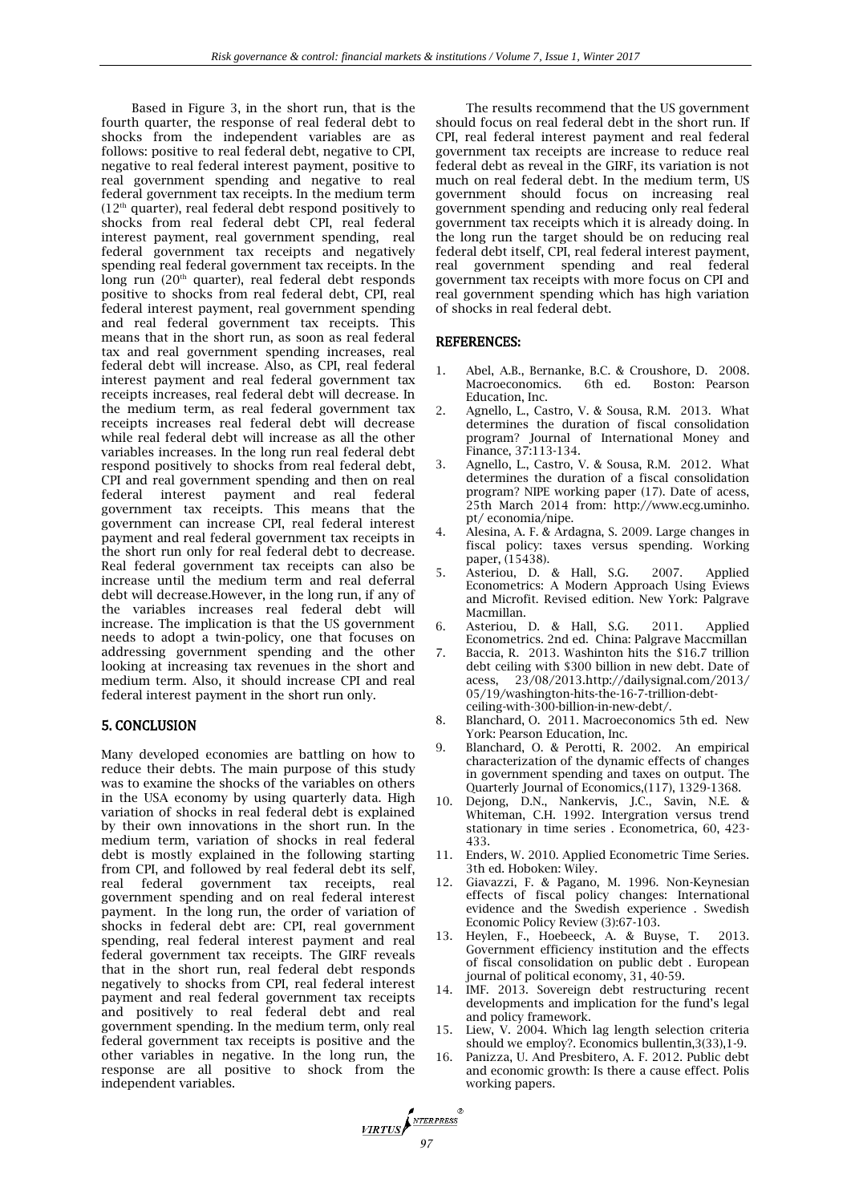Based in Figure 3, in the short run, that is the fourth quarter, the response of real federal debt to shocks from the independent variables are as follows: positive to real federal debt, negative to CPI, negative to real federal interest payment, positive to real government spending and negative to real federal government tax receipts. In the medium term ($12^{th}$ quarter), real federal debt respond positively to shocks from real federal debt CPI, real federal interest payment, real government spending, real federal government tax receipts and negatively spending real federal government tax receipts. In the long run ($20^{th}$ quarter), real federal debt responds positive to shocks from real federal debt, CPI, real federal interest payment, real government spending and real federal government tax receipts. This means that in the short run, as soon as real federal tax and real government spending increases, real federal debt will increase. Also, as CPI, real federal interest payment and real federal government tax receipts increases, real federal debt will decrease. In the medium term, as real federal government tax receipts increases real federal debt will decrease while real federal debt will increase as all the other variables increases. In the long run real federal debt respond positively to shocks from real federal debt, CPI and real government spending and then on real federal interest payment and real federal government tax receipts. This means that the government can increase CPI, real federal interest payment and real federal government tax receipts in the short run only for real federal debt to decrease. Real federal government tax receipts can also be increase until the medium term and real deferral debt will decrease.However, in the long run, if any of the variables increases real federal debt will increase. The implication is that the US government needs to adopt a twin-policy, one that focuses on addressing government spending and the other looking at increasing tax revenues in the short and medium term. Also, it should increase CPI and real federal interest payment in the short run only.

## 5. CONCLUSION

Many developed economies are battling on how to reduce their debts. The main purpose of this study was to examine the shocks of the variables on others in the USA economy by using quarterly data. High variation of shocks in real federal debt is explained by their own innovations in the short run. In the medium term, variation of shocks in real federal debt is mostly explained in the following starting from CPI, and followed by real federal debt its self, real federal government tax receipts, real government spending and on real federal interest payment. In the long run, the order of variation of shocks in federal debt are: CPI, real government spending, real federal interest payment and real federal government tax receipts. The GIRF reveals that in the short run, real federal debt responds negatively to shocks from CPI, real federal interest payment and real federal government tax receipts and positively to real federal debt and real government spending. In the medium term, only real federal government tax receipts is positive and the other variables in negative. In the long run, the response are all positive to shock from the independent variables.

The results recommend that the US government should focus on real federal debt in the short run. If CPI, real federal interest payment and real federal government tax receipts are increase to reduce real federal debt as reveal in the GIRF, its variation is not much on real federal debt. In the medium term, US government should focus on increasing real government spending and reducing only real federal government tax receipts which it is already doing. In the long run the target should be on reducing real federal debt itself, CPI, real federal interest payment, real government spending and real federal government tax receipts with more focus on CPI and real government spending which has high variation of shocks in real federal debt.

## REFERENCES:

1. Abel, A.B., Bernanke, B.C. & Croushore, D. 2008. Macroeconomics. 6th ed. Boston: Pearson Education, Inc.
2. Agnello, L., Castro, V. & Sousa, R.M. 2013. What determines the duration of fiscal consolidation program? Journal of International Money and Finance, 37:113-134.
3. Agnello, L., Castro, V. & Sousa, R.M. 2012. What determines the duration of a fiscal consolidation program? NIPE working paper (17). Date of acess, 25th March 2014 from: http://www.ecg.uminho.pt/ economia/nipe.
4. Alesina, A. F. & Ardagna, S. 2009. Large changes in fiscal policy: taxes versus spending. Working paper, (15438).
5. Asteriou, D. & Hall, S.G. 2007. Applied Econometrics: A Modern Approach Using Eviews and Microfit. Revised edition. New York: Palgrave Macmillan.
6. Asteriou, D. & Hall, S.G. 2011. Applied Econometrics. 2nd ed. China: Palgrave Maccmillan
7. Baccia, R. 2013. Washinton hits the $16.7 trillion debt ceiling with $300 billion in new debt. Date of acess, 23/08/2013.http://dailysignal.com/2013/ 05/19/washington-hits-the-16-7-trillion-debt-ceiling-with-300-billion-in-new-debt/.
8. Blanchard, O. 2011. Macroeconomics 5th ed. New York: Pearson Education, Inc.
9. Blanchard, O. & Perotti, R. 2002. An empirical characterization of the dynamic effects of changes in government spending and taxes on output. The Quarterly Journal of Economics,(117), 1329-1368.
10. Dejong, D.N., Nankervis, J.C., Savin, N.E. & Whiteman, C.H. 1992. Intergration versus trend stationary in time series . Econometrica, 60, 423-433.
11. Enders, W. 2010. Applied Econometric Time Series. 3th ed. Hoboken: Wiley.
12. Giavazzi, F. & Pagano, M. 1996. Non-Keynesian effects of fiscal policy changes: International evidence and the Swedish experience . Swedish Economic Policy Review (3):67-103.
13. Heylen, F., Hoebeeck, A. & Buyse, T. 2013. Government efficiency institution and the effects of fiscal consolidation on public debt . European journal of political economy, 31, 40-59.
14. IMF. 2013. Sovereign debt restructuring recent developments and implication for the fund's legal and policy framework.
15. Liew, V. 2004. Which lag length selection criteria should we employ?. Economics bullentin,3(33),1-9.
16. Panizza, U. And Presbitero, A. F. 2012. Public debt and economic growth: Is there a cause effect. Polis working papers.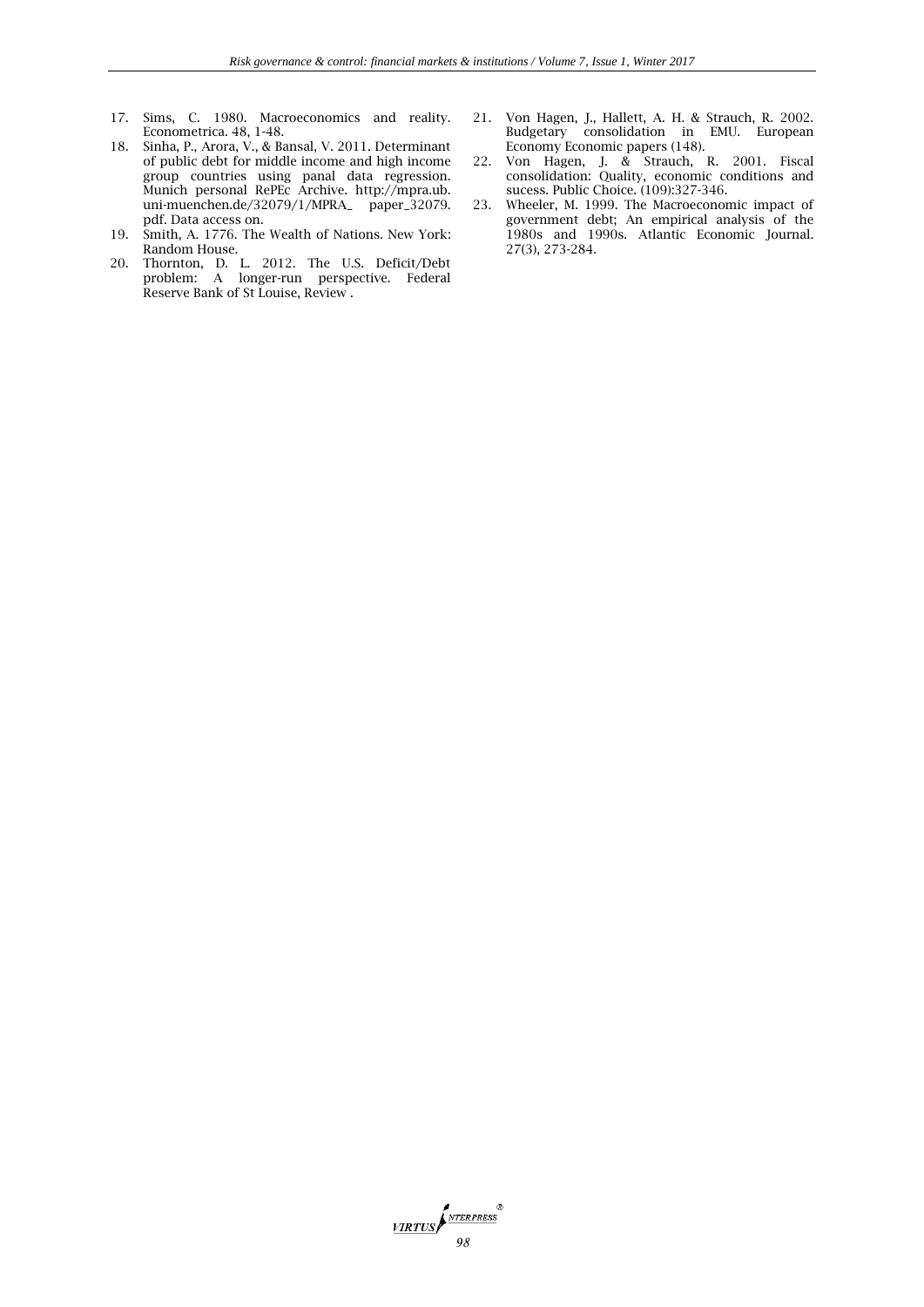17. Sims, C. 1980. Macroeconomics and reality. Econometrica. 48, 1-48.
18. Sinha, P., Arora, V., & Bansal, V. 2011. Determinant of public debt for middle income and high income group countries using panal data regression. Munich personal RePEc Archive. http://mpra.ub.uni-muenchen.de/32079/1/MPRA_ paper_32079.pdf. Data access on.
19. Smith, A. 1776. The Wealth of Nations. New York: Random House.
20. Thornton, D. L. 2012. The U.S. Deficit/Debt problem: A longer-run perspective. Federal Reserve Bank of St Louise, Review .
21. Von Hagen, J., Hallett, A. H. & Strauch, R. 2002. Budgetary consolidation in EMU. European Economy Economic papers (148).
22. Von Hagen, J. & Strauch, R. 2001. Fiscal consolidation: Quality, economic conditions and sucess. Public Choice. (109):327-346.
23. Wheeler, M. 1999. The Macroeconomic impact of government debt; An empirical analysis of the 1980s and 1990s. Atlantic Economic Journal. 27(3), 273-284.